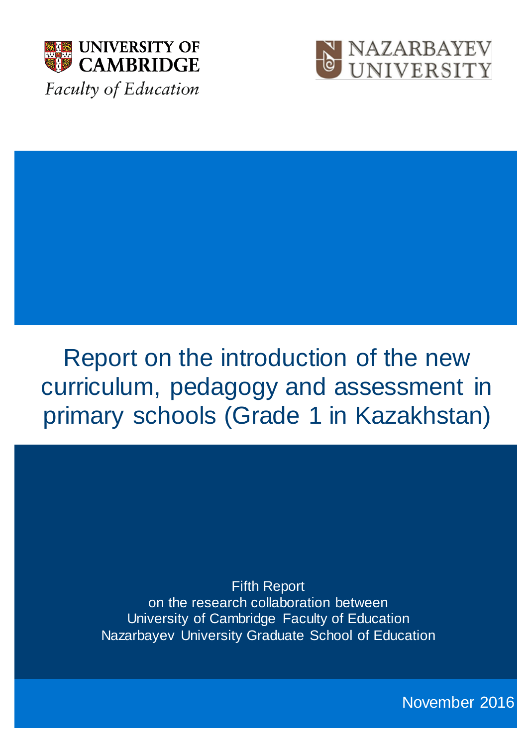UNIVERSITY OF CAMBRIDGE
*Faculty of Education*

NAZARBAYEV UNIVERSITY

# Report on the introduction of the new curriculum, pedagogy and assessment in primary schools (Grade 1 in Kazakhstan)

Fifth Report
on the research collaboration between
University of Cambridge Faculty of Education
Nazarbayev University Graduate School of Education

November 2016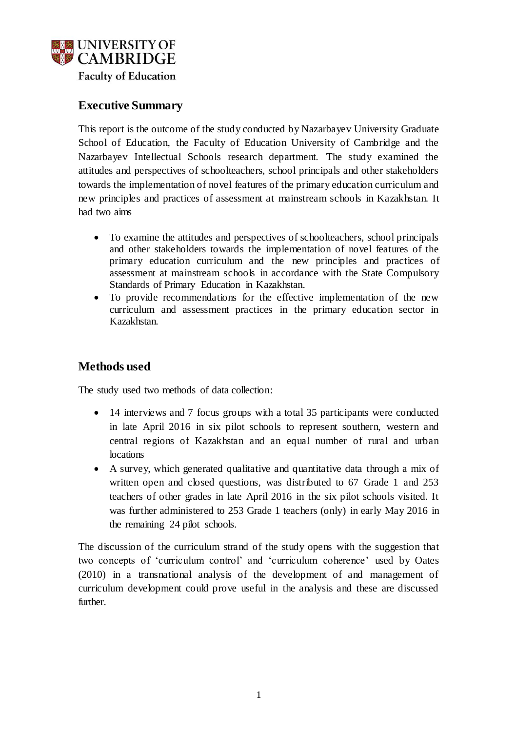## Executive Summary

This report is the outcome of the study conducted by Nazarbayev University Graduate School of Education, the Faculty of Education University of Cambridge and the Nazarbayev Intellectual Schools research department. The study examined the attitudes and perspectives of schoolteachers, school principals and other stakeholders towards the implementation of novel features of the primary education curriculum and new principles and practices of assessment at mainstream schools in Kazakhstan. It had two aims

- To examine the attitudes and perspectives of schoolteachers, school principals and other stakeholders towards the implementation of novel features of the primary education curriculum and the new principles and practices of assessment at mainstream schools in accordance with the State Compulsory Standards of Primary Education in Kazakhstan.
- To provide recommendations for the effective implementation of the new curriculum and assessment practices in the primary education sector in Kazakhstan.

## Methods used

The study used two methods of data collection:

- 14 interviews and 7 focus groups with a total 35 participants were conducted in late April 2016 in six pilot schools to represent southern, western and central regions of Kazakhstan and an equal number of rural and urban locations
- A survey, which generated qualitative and quantitative data through a mix of written open and closed questions, was distributed to 67 Grade 1 and 253 teachers of other grades in late April 2016 in the six pilot schools visited. It was further administered to 253 Grade 1 teachers (only) in early May 2016 in the remaining 24 pilot schools.

The discussion of the curriculum strand of the study opens with the suggestion that two concepts of 'curriculum control' and 'curriculum coherence' used by Oates (2010) in a transnational analysis of the development of and management of curriculum development could prove useful in the analysis and these are discussed further.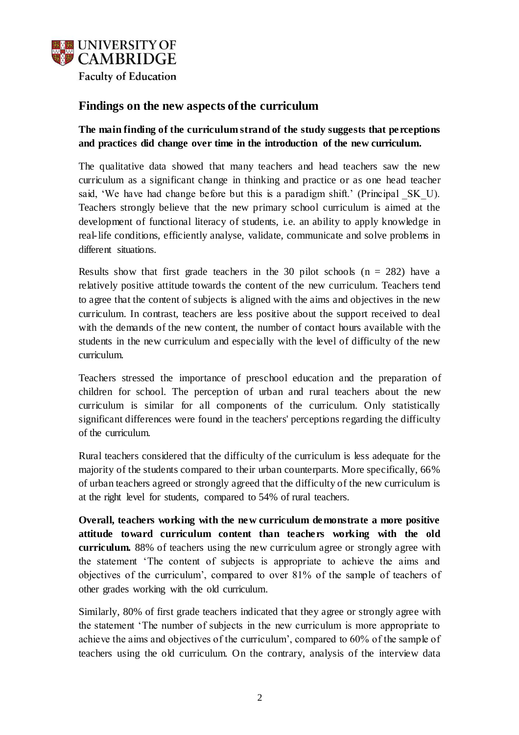## Findings on the new aspects of the curriculum

**The main finding of the curriculum strand of the study suggests that perceptions and practices did change over time in the introduction of the new curriculum.**

The qualitative data showed that many teachers and head teachers saw the new curriculum as a significant change in thinking and practice or as one head teacher said, 'We have had change before but this is a paradigm shift.' (Principal _SK_U). Teachers strongly believe that the new primary school curriculum is aimed at the development of functional literacy of students, i.e. an ability to apply knowledge in real-life conditions, efficiently analyse, validate, communicate and solve problems in different situations.

Results show that first grade teachers in the 30 pilot schools (n = 282) have a relatively positive attitude towards the content of the new curriculum. Teachers tend to agree that the content of subjects is aligned with the aims and objectives in the new curriculum. In contrast, teachers are less positive about the support received to deal with the demands of the new content, the number of contact hours available with the students in the new curriculum and especially with the level of difficulty of the new curriculum.

Teachers stressed the importance of preschool education and the preparation of children for school. The perception of urban and rural teachers about the new curriculum is similar for all components of the curriculum. Only statistically significant differences were found in the teachers' perceptions regarding the difficulty of the curriculum.

Rural teachers considered that the difficulty of the curriculum is less adequate for the majority of the students compared to their urban counterparts. More specifically, 66% of urban teachers agreed or strongly agreed that the difficulty of the new curriculum is at the right level for students, compared to 54% of rural teachers.

**Overall, teachers working with the new curriculum demonstrate a more positive attitude toward curriculum content than teachers working with the old curriculum.** 88% of teachers using the new curriculum agree or strongly agree with the statement 'The content of subjects is appropriate to achieve the aims and objectives of the curriculum', compared to over 81% of the sample of teachers of other grades working with the old curriculum.

Similarly, 80% of first grade teachers indicated that they agree or strongly agree with the statement 'The number of subjects in the new curriculum is more appropriate to achieve the aims and objectives of the curriculum', compared to 60% of the sample of teachers using the old curriculum. On the contrary, analysis of the interview data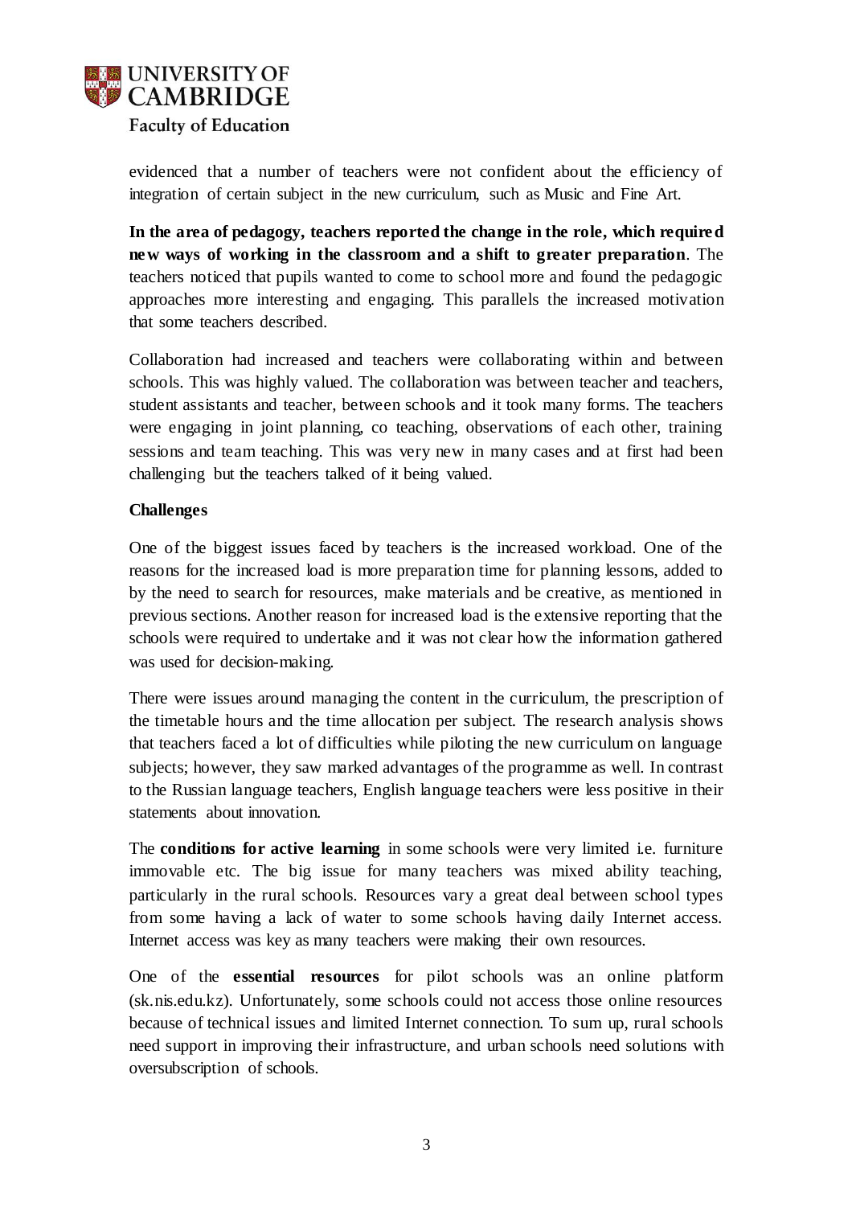evidenced that a number of teachers were not confident about the efficiency of integration of certain subject in the new curriculum, such as Music and Fine Art.

**In the area of pedagogy, teachers reported the change in the role, which required new ways of working in the classroom and a shift to greater preparation**. The teachers noticed that pupils wanted to come to school more and found the pedagogic approaches more interesting and engaging. This parallels the increased motivation that some teachers described.

Collaboration had increased and teachers were collaborating within and between schools. This was highly valued. The collaboration was between teacher and teachers, student assistants and teacher, between schools and it took many forms. The teachers were engaging in joint planning, co teaching, observations of each other, training sessions and team teaching. This was very new in many cases and at first had been challenging but the teachers talked of it being valued.

**Challenges**

One of the biggest issues faced by teachers is the increased workload. One of the reasons for the increased load is more preparation time for planning lessons, added to by the need to search for resources, make materials and be creative, as mentioned in previous sections. Another reason for increased load is the extensive reporting that the schools were required to undertake and it was not clear how the information gathered was used for decision-making.

There were issues around managing the content in the curriculum, the prescription of the timetable hours and the time allocation per subject. The research analysis shows that teachers faced a lot of difficulties while piloting the new curriculum on language subjects; however, they saw marked advantages of the programme as well. In contrast to the Russian language teachers, English language teachers were less positive in their statements about innovation.

The **conditions for active learning** in some schools were very limited i.e. furniture immovable etc. The big issue for many teachers was mixed ability teaching, particularly in the rural schools. Resources vary a great deal between school types from some having a lack of water to some schools having daily Internet access. Internet access was key as many teachers were making their own resources.

One of the **essential resources** for pilot schools was an online platform (sk.nis.edu.kz). Unfortunately, some schools could not access those online resources because of technical issues and limited Internet connection. To sum up, rural schools need support in improving their infrastructure, and urban schools need solutions with oversubscription of schools.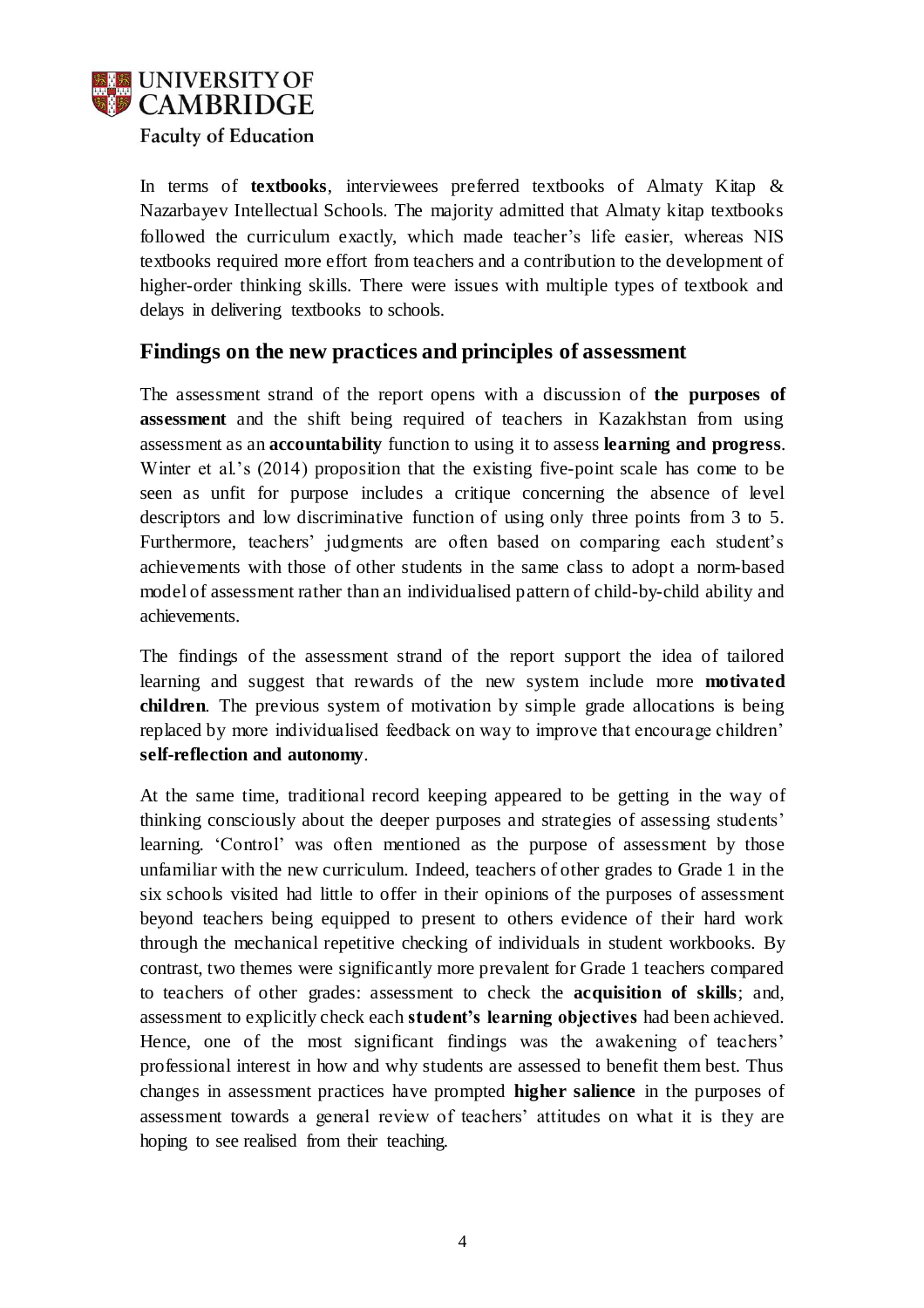In terms of **textbooks**, interviewees preferred textbooks of Almaty Kitap & Nazarbayev Intellectual Schools. The majority admitted that Almaty kitap textbooks followed the curriculum exactly, which made teacher's life easier, whereas NIS textbooks required more effort from teachers and a contribution to the development of higher-order thinking skills. There were issues with multiple types of textbook and delays in delivering textbooks to schools.

## Findings on the new practices and principles of assessment

The assessment strand of the report opens with a discussion of **the purposes of assessment** and the shift being required of teachers in Kazakhstan from using assessment as an **accountability** function to using it to assess **learning and progress**. Winter et al.'s (2014) proposition that the existing five-point scale has come to be seen as unfit for purpose includes a critique concerning the absence of level descriptors and low discriminative function of using only three points from 3 to 5. Furthermore, teachers' judgments are often based on comparing each student's achievements with those of other students in the same class to adopt a norm-based model of assessment rather than an individualised pattern of child-by-child ability and achievements.

The findings of the assessment strand of the report support the idea of tailored learning and suggest that rewards of the new system include more **motivated children**. The previous system of motivation by simple grade allocations is being replaced by more individualised feedback on way to improve that encourage children' **self-reflection and autonomy**.

At the same time, traditional record keeping appeared to be getting in the way of thinking consciously about the deeper purposes and strategies of assessing students' learning. 'Control' was often mentioned as the purpose of assessment by those unfamiliar with the new curriculum. Indeed, teachers of other grades to Grade 1 in the six schools visited had little to offer in their opinions of the purposes of assessment beyond teachers being equipped to present to others evidence of their hard work through the mechanical repetitive checking of individuals in student workbooks. By contrast, two themes were significantly more prevalent for Grade 1 teachers compared to teachers of other grades: assessment to check the **acquisition of skills**; and, assessment to explicitly check each **student's learning objectives** had been achieved. Hence, one of the most significant findings was the awakening of teachers' professional interest in how and why students are assessed to benefit them best. Thus changes in assessment practices have prompted **higher salience** in the purposes of assessment towards a general review of teachers' attitudes on what it is they are hoping to see realised from their teaching.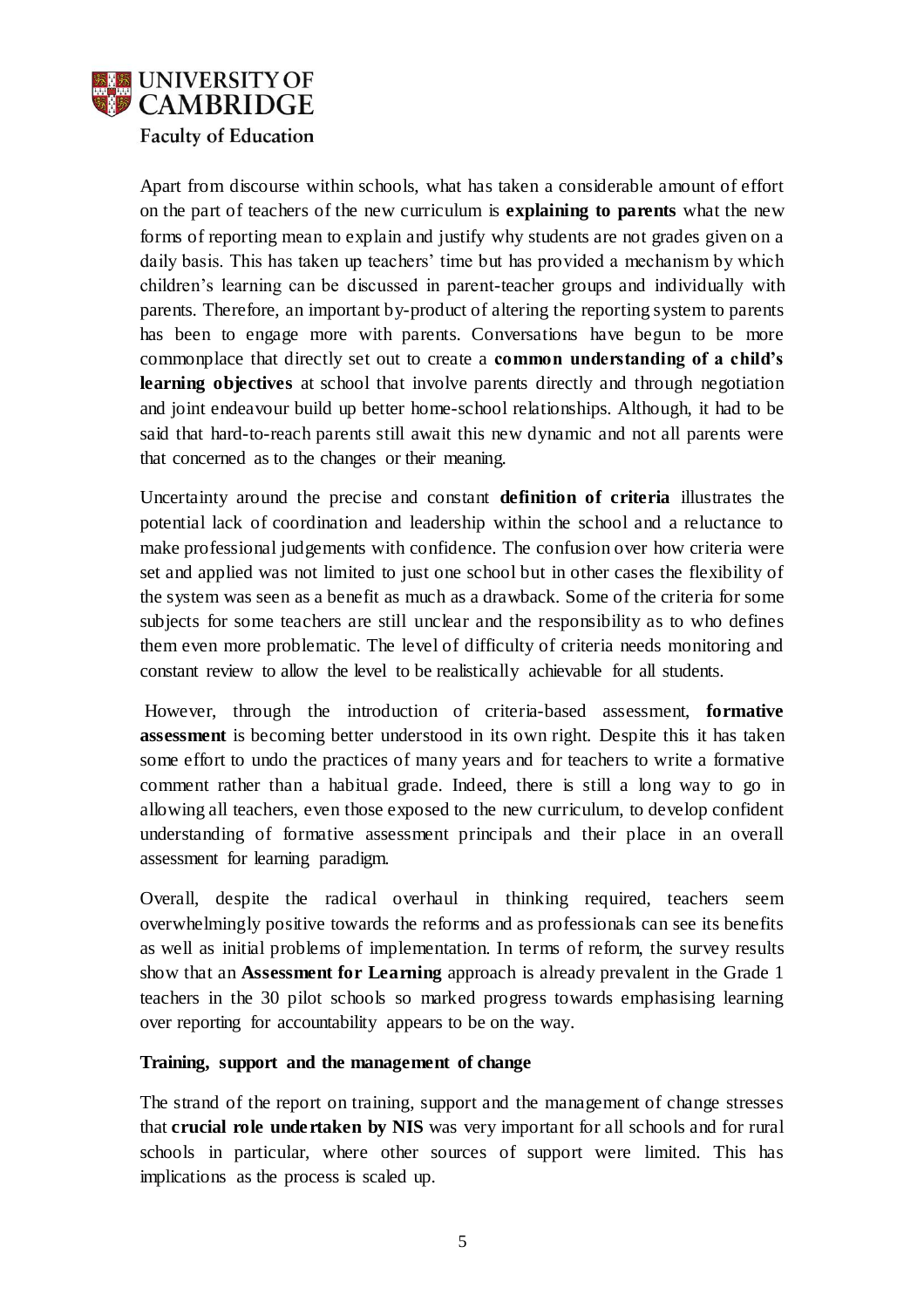Apart from discourse within schools, what has taken a considerable amount of effort on the part of teachers of the new curriculum is **explaining to parents** what the new forms of reporting mean to explain and justify why students are not grades given on a daily basis. This has taken up teachers' time but has provided a mechanism by which children's learning can be discussed in parent-teacher groups and individually with parents. Therefore, an important by-product of altering the reporting system to parents has been to engage more with parents. Conversations have begun to be more commonplace that directly set out to create a **common understanding of a child's learning objectives** at school that involve parents directly and through negotiation and joint endeavour build up better home-school relationships. Although, it had to be said that hard-to-reach parents still await this new dynamic and not all parents were that concerned as to the changes or their meaning.

Uncertainty around the precise and constant **definition of criteria** illustrates the potential lack of coordination and leadership within the school and a reluctance to make professional judgements with confidence. The confusion over how criteria were set and applied was not limited to just one school but in other cases the flexibility of the system was seen as a benefit as much as a drawback. Some of the criteria for some subjects for some teachers are still unclear and the responsibility as to who defines them even more problematic. The level of difficulty of criteria needs monitoring and constant review to allow the level to be realistically achievable for all students.

However, through the introduction of criteria-based assessment, **formative assessment** is becoming better understood in its own right. Despite this it has taken some effort to undo the practices of many years and for teachers to write a formative comment rather than a habitual grade. Indeed, there is still a long way to go in allowing all teachers, even those exposed to the new curriculum, to develop confident understanding of formative assessment principals and their place in an overall assessment for learning paradigm.

Overall, despite the radical overhaul in thinking required, teachers seem overwhelmingly positive towards the reforms and as professionals can see its benefits as well as initial problems of implementation. In terms of reform, the survey results show that an **Assessment for Learning** approach is already prevalent in the Grade 1 teachers in the 30 pilot schools so marked progress towards emphasising learning over reporting for accountability appears to be on the way.

**Training, support and the management of change**

The strand of the report on training, support and the management of change stresses that **crucial role undertaken by NIS** was very important for all schools and for rural schools in particular, where other sources of support were limited. This has implications as the process is scaled up.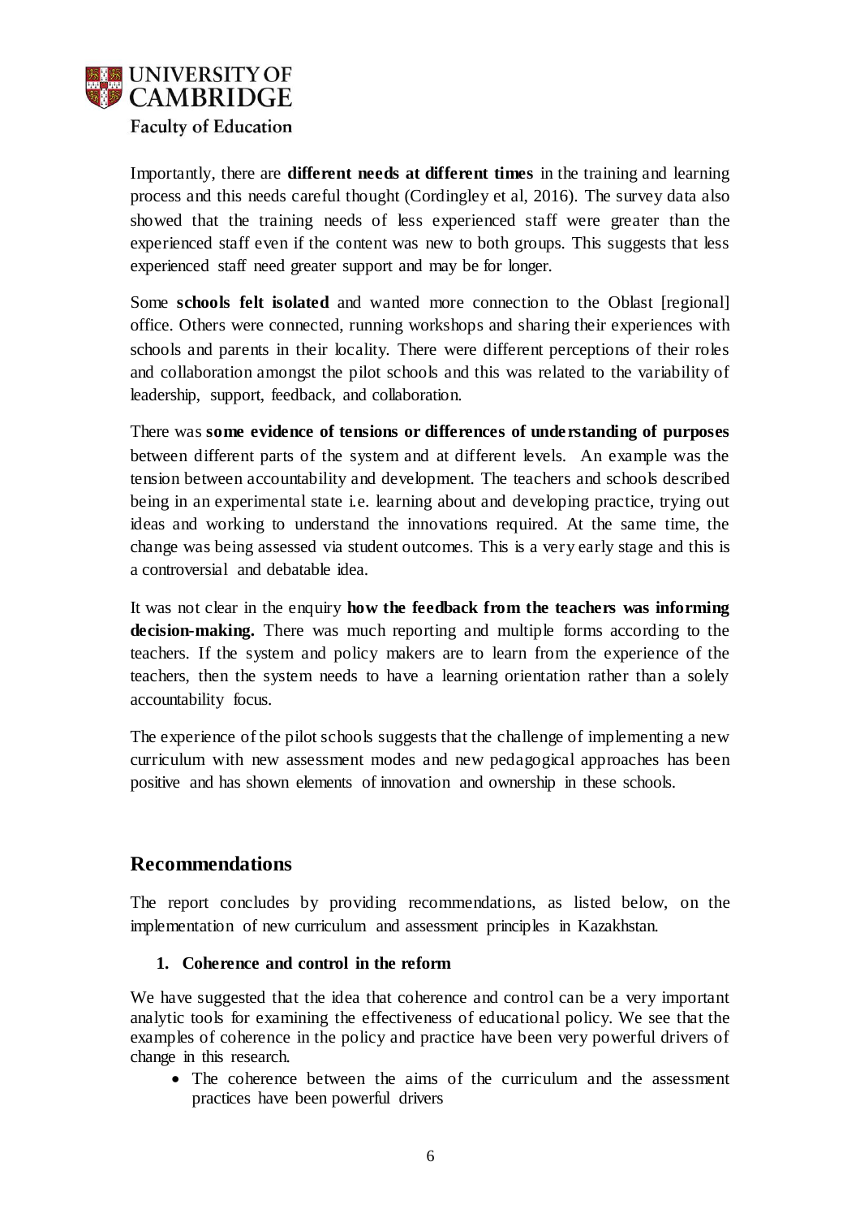Importantly, there are **different needs at different times** in the training and learning process and this needs careful thought (Cordingley et al, 2016). The survey data also showed that the training needs of less experienced staff were greater than the experienced staff even if the content was new to both groups. This suggests that less experienced staff need greater support and may be for longer.

Some **schools felt isolated** and wanted more connection to the Oblast [regional] office. Others were connected, running workshops and sharing their experiences with schools and parents in their locality. There were different perceptions of their roles and collaboration amongst the pilot schools and this was related to the variability of leadership, support, feedback, and collaboration.

There was **some evidence of tensions or differences of understanding of purposes** between different parts of the system and at different levels. An example was the tension between accountability and development. The teachers and schools described being in an experimental state i.e. learning about and developing practice, trying out ideas and working to understand the innovations required. At the same time, the change was being assessed via student outcomes. This is a very early stage and this is a controversial and debatable idea.

It was not clear in the enquiry **how the feedback from the teachers was informing decision-making.** There was much reporting and multiple forms according to the teachers. If the system and policy makers are to learn from the experience of the teachers, then the system needs to have a learning orientation rather than a solely accountability focus.

The experience of the pilot schools suggests that the challenge of implementing a new curriculum with new assessment modes and new pedagogical approaches has been positive and has shown elements of innovation and ownership in these schools.

## Recommendations

The report concludes by providing recommendations, as listed below, on the implementation of new curriculum and assessment principles in Kazakhstan.

### 1. Coherence and control in the reform

We have suggested that the idea that coherence and control can be a very important analytic tools for examining the effectiveness of educational policy. We see that the examples of coherence in the policy and practice have been very powerful drivers of change in this research.

- The coherence between the aims of the curriculum and the assessment practices have been powerful drivers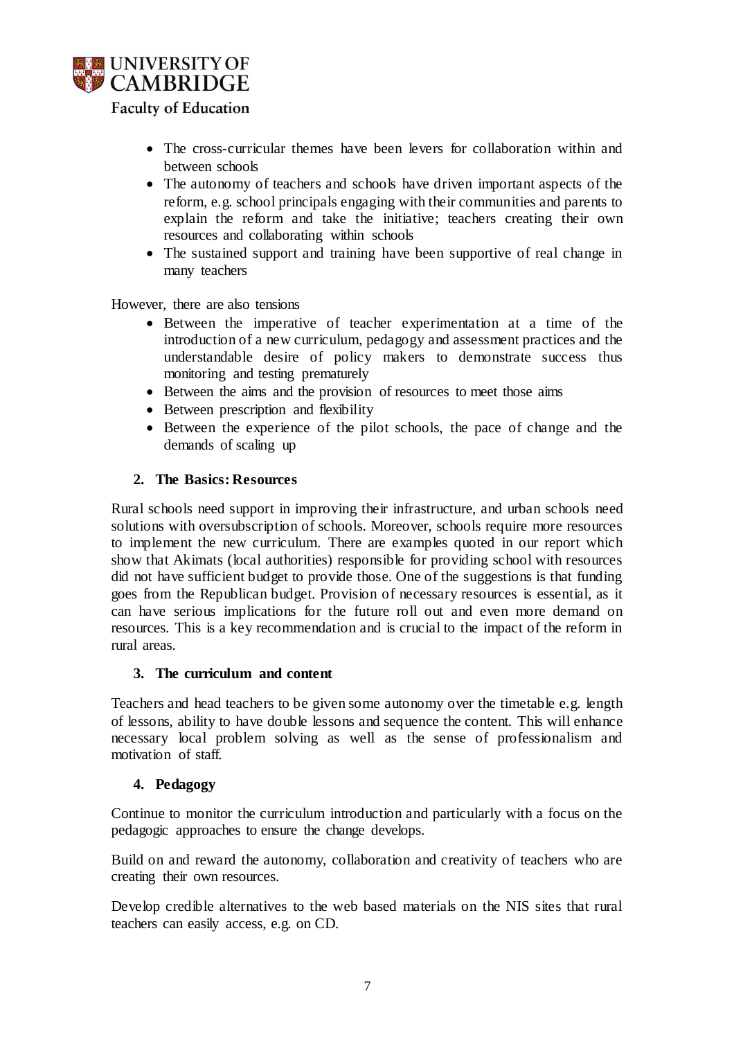- The cross-curricular themes have been levers for collaboration within and between schools
- The autonomy of teachers and schools have driven important aspects of the reform, e.g. school principals engaging with their communities and parents to explain the reform and take the initiative; teachers creating their own resources and collaborating within schools
- The sustained support and training have been supportive of real change in many teachers

However, there are also tensions

- Between the imperative of teacher experimentation at a time of the introduction of a new curriculum, pedagogy and assessment practices and the understandable desire of policy makers to demonstrate success thus monitoring and testing prematurely
- Between the aims and the provision of resources to meet those aims
- Between prescription and flexibility
- Between the experience of the pilot schools, the pace of change and the demands of scaling up

### 2. The Basics: Resources

Rural schools need support in improving their infrastructure, and urban schools need solutions with oversubscription of schools. Moreover, schools require more resources to implement the new curriculum. There are examples quoted in our report which show that Akimats (local authorities) responsible for providing school with resources did not have sufficient budget to provide those. One of the suggestions is that funding goes from the Republican budget. Provision of necessary resources is essential, as it can have serious implications for the future roll out and even more demand on resources. This is a key recommendation and is crucial to the impact of the reform in rural areas.

### 3. The curriculum and content

Teachers and head teachers to be given some autonomy over the timetable e.g. length of lessons, ability to have double lessons and sequence the content. This will enhance necessary local problem solving as well as the sense of professionalism and motivation of staff.

### 4. Pedagogy

Continue to monitor the curriculum introduction and particularly with a focus on the pedagogic approaches to ensure the change develops.

Build on and reward the autonomy, collaboration and creativity of teachers who are creating their own resources.

Develop credible alternatives to the web based materials on the NIS sites that rural teachers can easily access, e.g. on CD.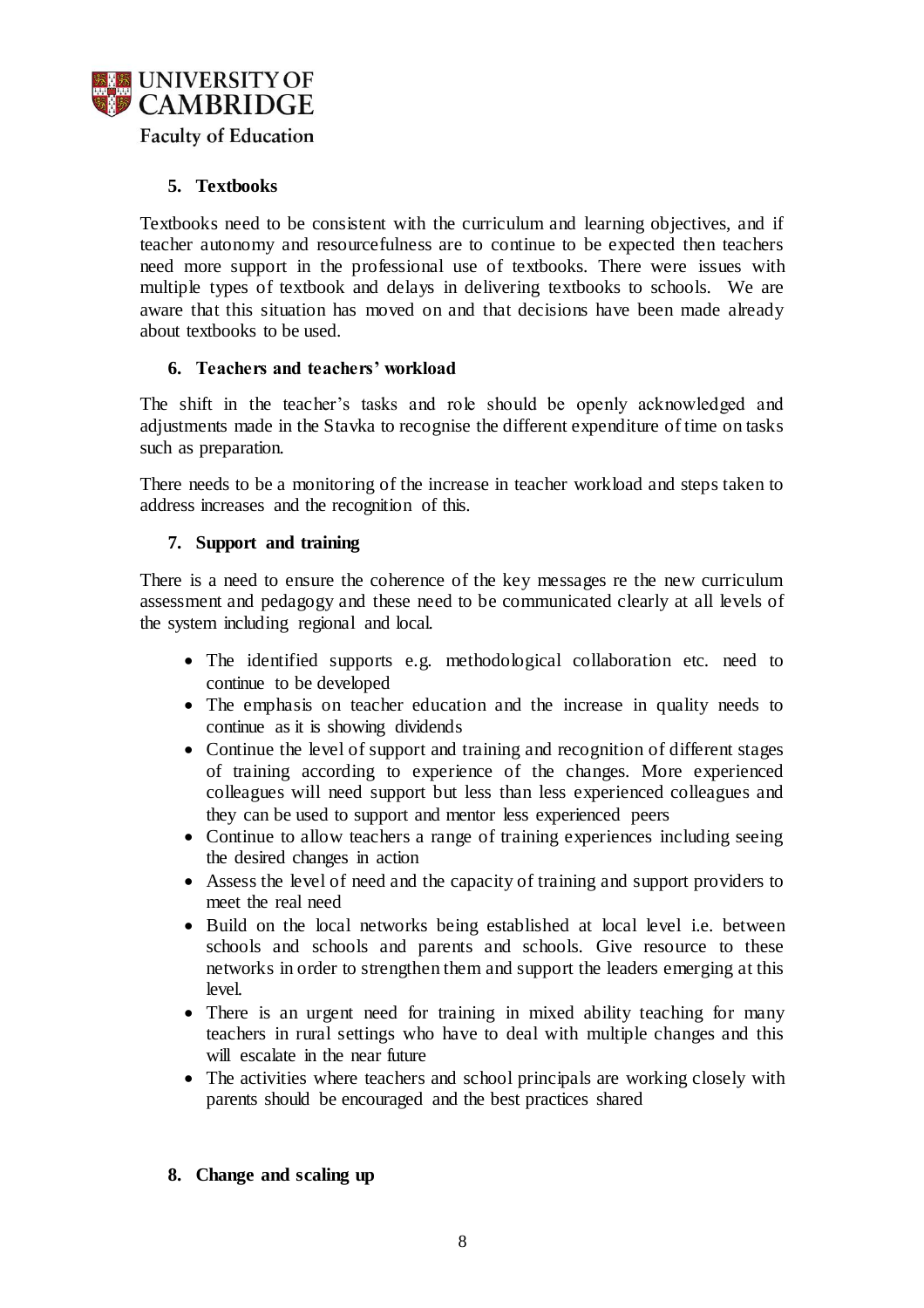### 5. Textbooks

Textbooks need to be consistent with the curriculum and learning objectives, and if teacher autonomy and resourcefulness are to continue to be expected then teachers need more support in the professional use of textbooks. There were issues with multiple types of textbook and delays in delivering textbooks to schools. We are aware that this situation has moved on and that decisions have been made already about textbooks to be used.

### 6. Teachers and teachers' workload

The shift in the teacher's tasks and role should be openly acknowledged and adjustments made in the Stavka to recognise the different expenditure of time on tasks such as preparation.

There needs to be a monitoring of the increase in teacher workload and steps taken to address increases and the recognition of this.

### 7. Support and training

There is a need to ensure the coherence of the key messages re the new curriculum assessment and pedagogy and these need to be communicated clearly at all levels of the system including regional and local.

- The identified supports e.g. methodological collaboration etc. need to continue to be developed
- The emphasis on teacher education and the increase in quality needs to continue as it is showing dividends
- Continue the level of support and training and recognition of different stages of training according to experience of the changes. More experienced colleagues will need support but less than less experienced colleagues and they can be used to support and mentor less experienced peers
- Continue to allow teachers a range of training experiences including seeing the desired changes in action
- Assess the level of need and the capacity of training and support providers to meet the real need
- Build on the local networks being established at local level i.e. between schools and schools and parents and schools. Give resource to these networks in order to strengthen them and support the leaders emerging at this level.
- There is an urgent need for training in mixed ability teaching for many teachers in rural settings who have to deal with multiple changes and this will escalate in the near future
- The activities where teachers and school principals are working closely with parents should be encouraged and the best practices shared

### 8. Change and scaling up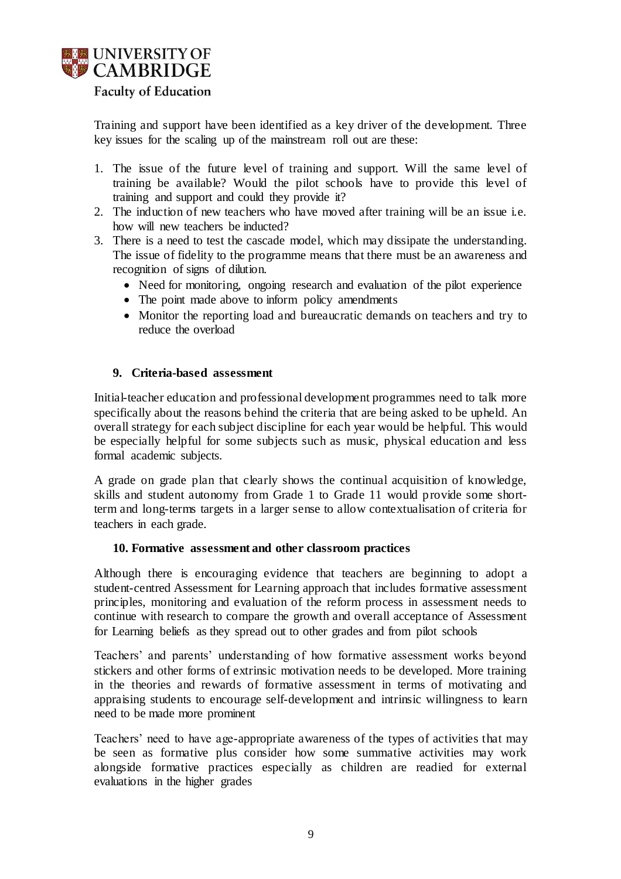Training and support have been identified as a key driver of the development. Three key issues for the scaling up of the mainstream roll out are these:

1. The issue of the future level of training and support. Will the same level of training be available? Would the pilot schools have to provide this level of training and support and could they provide it?
2. The induction of new teachers who have moved after training will be an issue i.e. how will new teachers be inducted?
3. There is a need to test the cascade model, which may dissipate the understanding. The issue of fidelity to the programme means that there must be an awareness and recognition of signs of dilution.
   - Need for monitoring, ongoing research and evaluation of the pilot experience
   - The point made above to inform policy amendments
   - Monitor the reporting load and bureaucratic demands on teachers and try to reduce the overload

### 9. Criteria-based assessment

Initial-teacher education and professional development programmes need to talk more specifically about the reasons behind the criteria that are being asked to be upheld. An overall strategy for each subject discipline for each year would be helpful. This would be especially helpful for some subjects such as music, physical education and less formal academic subjects.

A grade on grade plan that clearly shows the continual acquisition of knowledge, skills and student autonomy from Grade 1 to Grade 11 would provide some short-term and long-terms targets in a larger sense to allow contextualisation of criteria for teachers in each grade.

### 10. Formative assessment and other classroom practices

Although there is encouraging evidence that teachers are beginning to adopt a student-centred Assessment for Learning approach that includes formative assessment principles, monitoring and evaluation of the reform process in assessment needs to continue with research to compare the growth and overall acceptance of Assessment for Learning beliefs as they spread out to other grades and from pilot schools

Teachers' and parents' understanding of how formative assessment works beyond stickers and other forms of extrinsic motivation needs to be developed. More training in the theories and rewards of formative assessment in terms of motivating and appraising students to encourage self-development and intrinsic willingness to learn need to be made more prominent

Teachers' need to have age-appropriate awareness of the types of activities that may be seen as formative plus consider how some summative activities may work alongside formative practices especially as children are readied for external evaluations in the higher grades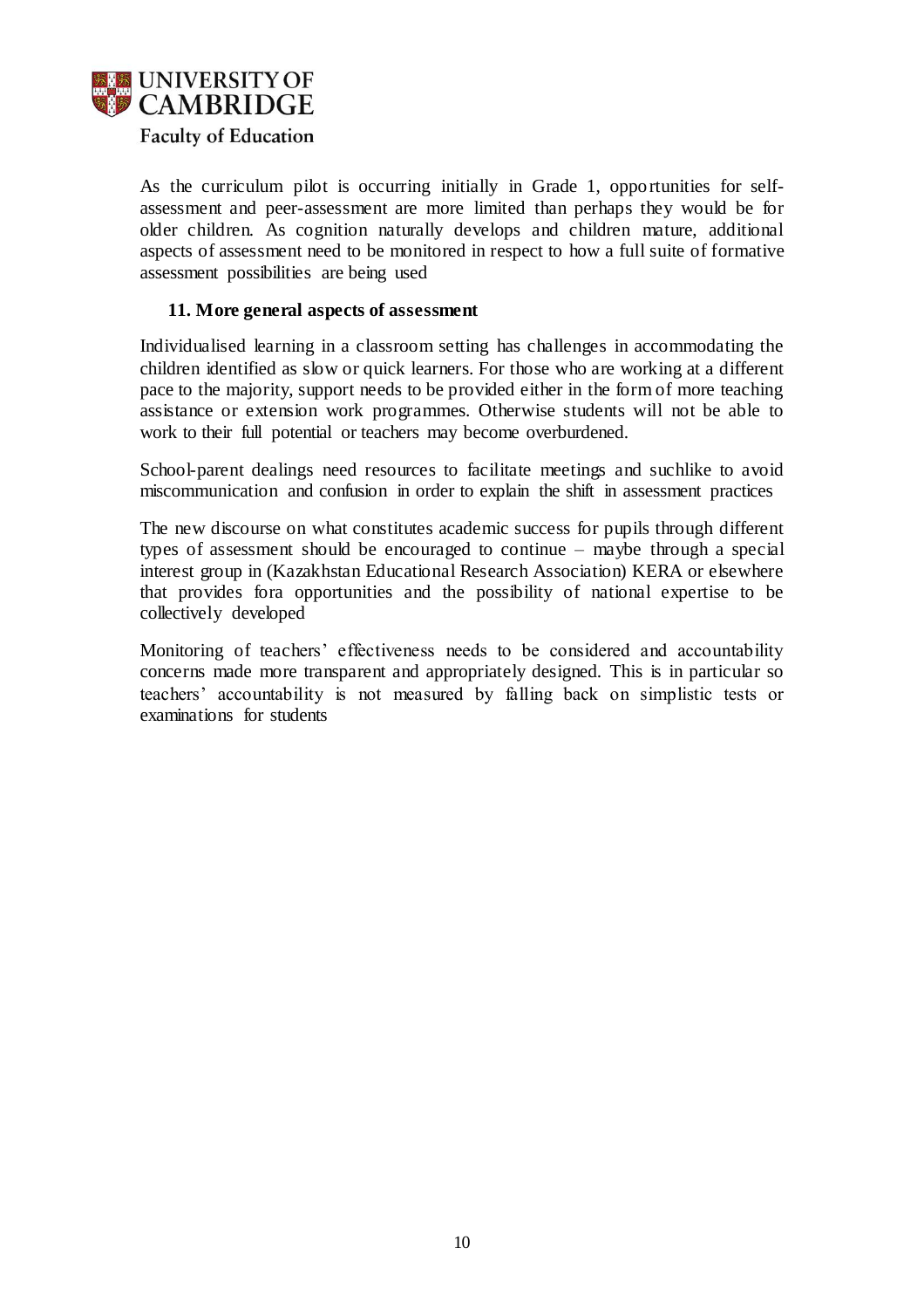As the curriculum pilot is occurring initially in Grade 1, opportunities for self-assessment and peer-assessment are more limited than perhaps they would be for older children. As cognition naturally develops and children mature, additional aspects of assessment need to be monitored in respect to how a full suite of formative assessment possibilities are being used

### 11. More general aspects of assessment

Individualised learning in a classroom setting has challenges in accommodating the children identified as slow or quick learners. For those who are working at a different pace to the majority, support needs to be provided either in the form of more teaching assistance or extension work programmes. Otherwise students will not be able to work to their full potential or teachers may become overburdened.

School-parent dealings need resources to facilitate meetings and suchlike to avoid miscommunication and confusion in order to explain the shift in assessment practices

The new discourse on what constitutes academic success for pupils through different types of assessment should be encouraged to continue – maybe through a special interest group in (Kazakhstan Educational Research Association) KERA or elsewhere that provides fora opportunities and the possibility of national expertise to be collectively developed

Monitoring of teachers' effectiveness needs to be considered and accountability concerns made more transparent and appropriately designed. This is in particular so teachers' accountability is not measured by falling back on simplistic tests or examinations for students